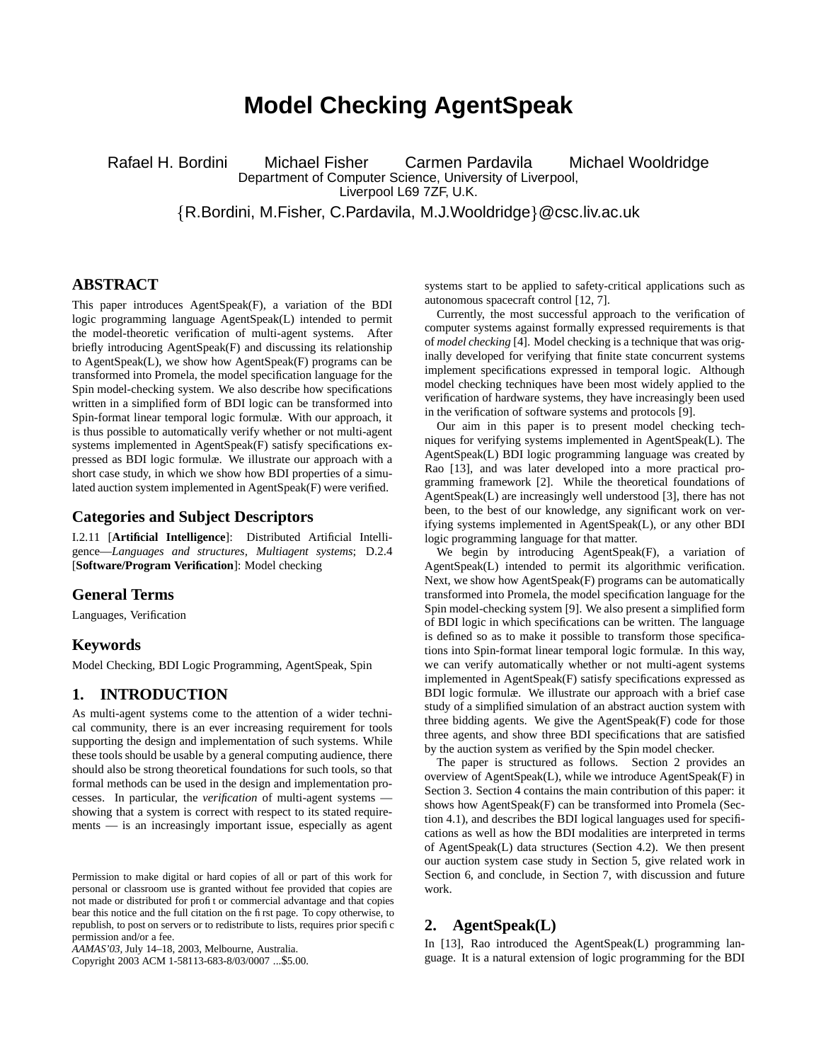# Model Checking AgentSpeak

Rafael H. Bordini  Michael Fisher  Carmen Pardavila  Michael Wooldridge

Department of Computer Science, University of Liverpool,
Liverpool L69 7ZF, U.K.

{R.Bordini, M.Fisher, C.Pardavila, M.J.Wooldridge}@csc.liv.ac.uk

## ABSTRACT

This paper introduces AgentSpeak(F), a variation of the BDI logic programming language AgentSpeak(L) intended to permit the model-theoretic verification of multi-agent systems. After briefly introducing AgentSpeak(F) and discussing its relationship to AgentSpeak(L), we show how AgentSpeak(F) programs can be transformed into Promela, the model specification language for the Spin model-checking system. We also describe how specifications written in a simplified form of BDI logic can be transformed into Spin-format linear temporal logic formulæ. With our approach, it is thus possible to automatically verify whether or not multi-agent systems implemented in AgentSpeak(F) satisfy specifications expressed as BDI logic formulæ. We illustrate our approach with a short case study, in which we show how BDI properties of a simulated auction system implemented in AgentSpeak(F) were verified.

### Categories and Subject Descriptors

I.2.11 [**Artificial Intelligence**]: Distributed Artificial Intelligence—*Languages and structures, Multiagent systems*; D.2.4 [**Software/Program Verification**]: Model checking

### General Terms

Languages, Verification

### Keywords

Model Checking, BDI Logic Programming, AgentSpeak, Spin

## 1. INTRODUCTION

As multi-agent systems come to the attention of a wider technical community, there is an ever increasing requirement for tools supporting the design and implementation of such systems. While these tools should be usable by a general computing audience, there should also be strong theoretical foundations for such tools, so that formal methods can be used in the design and implementation processes. In particular, the *verification* of multi-agent systems — showing that a system is correct with respect to its stated requirements — is an increasingly important issue, especially as agent systems start to be applied to safety-critical applications such as autonomous spacecraft control [12, 7].

Currently, the most successful approach to the verification of computer systems against formally expressed requirements is that of *model checking* [4]. Model checking is a technique that was originally developed for verifying that finite state concurrent systems implement specifications expressed in temporal logic. Although model checking techniques have been most widely applied to the verification of hardware systems, they have increasingly been used in the verification of software systems and protocols [9].

Our aim in this paper is to present model checking techniques for verifying systems implemented in AgentSpeak(L). The AgentSpeak(L) BDI logic programming language was created by Rao [13], and was later developed into a more practical programming framework [2]. While the theoretical foundations of AgentSpeak(L) are increasingly well understood [3], there has not been, to the best of our knowledge, any significant work on verifying systems implemented in AgentSpeak(L), or any other BDI logic programming language for that matter.

We begin by introducing AgentSpeak(F), a variation of AgentSpeak(L) intended to permit its algorithmic verification. Next, we show how AgentSpeak(F) programs can be automatically transformed into Promela, the model specification language for the Spin model-checking system [9]. We also present a simplified form of BDI logic in which specifications can be written. The language is defined so as to make it possible to transform those specifications into Spin-format linear temporal logic formulæ. In this way, we can verify automatically whether or not multi-agent systems implemented in AgentSpeak(F) satisfy specifications expressed as BDI logic formulæ. We illustrate our approach with a brief case study of a simplified simulation of an abstract auction system with three bidding agents. We give the AgentSpeak(F) code for those three agents, and show three BDI specifications that are satisfied by the auction system as verified by the Spin model checker.

The paper is structured as follows. Section 2 provides an overview of AgentSpeak(L), while we introduce AgentSpeak(F) in Section 3. Section 4 contains the main contribution of this paper: it shows how AgentSpeak(F) can be transformed into Promela (Section 4.1), and describes the BDI logical languages used for specifications as well as how the BDI modalities are interpreted in terms of AgentSpeak(L) data structures (Section 4.2). We then present our auction system case study in Section 5, give related work in Section 6, and conclude, in Section 7, with discussion and future work.

## 2. AgentSpeak(L)

In [13], Rao introduced the AgentSpeak(L) programming language. It is a natural extension of logic programming for the BDI

---

Permission to make digital or hard copies of all or part of this work for personal or classroom use is granted without fee provided that copies are not made or distributed for profit or commercial advantage and that copies bear this notice and the full citation on the first page. To copy otherwise, to republish, to post on servers or to redistribute to lists, requires prior specific permission and/or a fee.
*AAMAS'03*, July 14–18, 2003, Melbourne, Australia.
Copyright 2003 ACM 1-58113-683-8/03/0007 ...$5.00.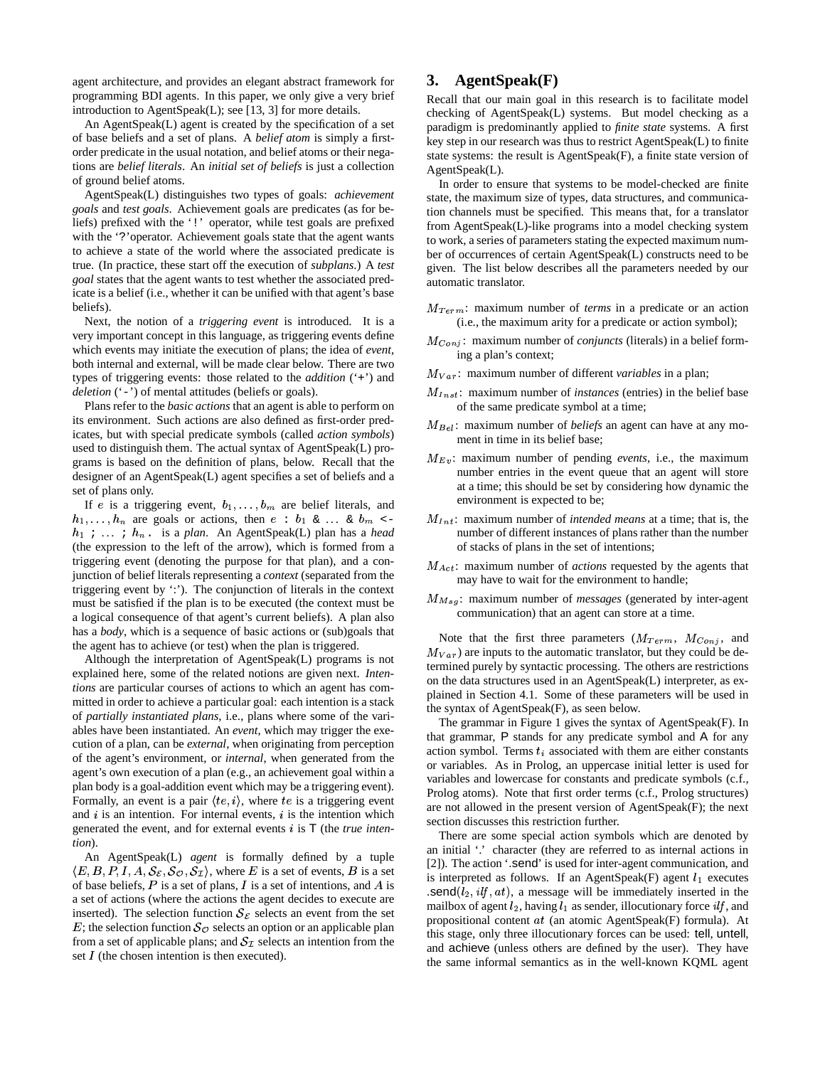agent architecture, and provides an elegant abstract framework for programming BDI agents. In this paper, we only give a very brief introduction to AgentSpeak(L); see [13, 3] for more details.

An AgentSpeak(L) agent is created by the specification of a set of base beliefs and a set of plans. A *belief atom* is simply a first-order predicate in the usual notation, and belief atoms or their negations are *belief literals*. An *initial set of beliefs* is just a collection of ground belief atoms.

AgentSpeak(L) distinguishes two types of goals: *achievement goals* and *test goals*. Achievement goals are predicates (as for beliefs) prefixed with the '`!`' operator, while test goals are prefixed with the '?'operator. Achievement goals state that the agent wants to achieve a state of the world where the associated predicate is true. (In practice, these start off the execution of *subplans*.) A *test goal* states that the agent wants to test whether the associated predicate is a belief (i.e., whether it can be unified with that agent's base beliefs).

Next, the notion of a *triggering event* is introduced. It is a very important concept in this language, as triggering events define which events may initiate the execution of plans; the idea of *event*, both internal and external, will be made clear below. There are two types of triggering events: those related to the *addition* ('`+`') and *deletion* ('`-`') of mental attitudes (beliefs or goals).

Plans refer to the *basic actions* that an agent is able to perform on its environment. Such actions are also defined as first-order predicates, but with special predicate symbols (called *action symbols*) used to distinguish them. The actual syntax of AgentSpeak(L) programs is based on the definition of plans, below. Recall that the designer of an AgentSpeak(L) agent specifies a set of beliefs and a set of plans only.

If $e$ is a triggering event, $b_1, \ldots, b_m$ are belief literals, and $h_1, \ldots, h_n$ are goals or actions, then $e$ `:` $b_1$ `&` ... `&` $b_m$ `<-` $h_1$ `;` ... `;` $h_n$`.` is a *plan*. An AgentSpeak(L) plan has a *head* (the expression to the left of the arrow), which is formed from a triggering event (denoting the purpose for that plan), and a conjunction of belief literals representing a *context* (separated from the triggering event by ':'). The conjunction of literals in the context must be satisfied if the plan is to be executed (the context must be a logical consequence of that agent's current beliefs). A plan also has a *body*, which is a sequence of basic actions or (sub)goals that the agent has to achieve (or test) when the plan is triggered.

Although the interpretation of AgentSpeak(L) programs is not explained here, some of the related notions are given next. *Intentions* are particular courses of actions to which an agent has committed in order to achieve a particular goal: each intention is a stack of *partially instantiated plans*, i.e., plans where some of the variables have been instantiated. An *event*, which may trigger the execution of a plan, can be *external*, when originating from perception of the agent's environment, or *internal*, when generated from the agent's own execution of a plan (e.g., an achievement goal within a plan body is a goal-addition event which may be a triggering event). Formally, an event is a pair $\langle te, i \rangle$, where $te$ is a triggering event and $i$ is an intention. For internal events, $i$ is the intention which generated the event, and for external events $i$ is T (the *true intention*).

An AgentSpeak(L) *agent* is formally defined by a tuple $\langle E, B, P, I, A, \mathcal{S}_\mathcal{E}, \mathcal{S}_\mathcal{O}, \mathcal{S}_\mathcal{I} \rangle$, where $E$ is a set of events, $B$ is a set of base beliefs, $P$ is a set of plans, $I$ is a set of intentions, and $A$ is a set of actions (where the actions the agent decides to execute are inserted). The selection function $\mathcal{S}_\mathcal{E}$ selects an event from the set $E$; the selection function $\mathcal{S}_\mathcal{O}$ selects an option or an applicable plan from a set of applicable plans; and $\mathcal{S}_\mathcal{I}$ selects an intention from the set $I$ (the chosen intention is then executed).

## 3. AgentSpeak(F)

Recall that our main goal in this research is to facilitate model checking of AgentSpeak(L) systems. But model checking as a paradigm is predominantly applied to *finite state* systems. A first key step in our research was thus to restrict AgentSpeak(L) to finite state systems: the result is AgentSpeak(F), a finite state version of AgentSpeak(L).

In order to ensure that systems to be model-checked are finite state, the maximum size of types, data structures, and communication channels must be specified. This means that, for a translator from AgentSpeak(L)-like programs into a model checking system to work, a series of parameters stating the expected maximum number of occurrences of certain AgentSpeak(L) constructs need to be given. The list below describes all the parameters needed by our automatic translator.

- $M_{Term}$: maximum number of *terms* in a predicate or an action (i.e., the maximum arity for a predicate or action symbol);
- $M_{Conj}$: maximum number of *conjuncts* (literals) in a belief forming a plan's context;
- $M_{Var}$: maximum number of different *variables* in a plan;
- $M_{Inst}$: maximum number of *instances* (entries) in the belief base of the same predicate symbol at a time;
- $M_{Bel}$: maximum number of *beliefs* an agent can have at any moment in time in its belief base;
- $M_{Ev}$: maximum number of pending *events*, i.e., the maximum number entries in the event queue that an agent will store at a time; this should be set by considering how dynamic the environment is expected to be;
- $M_{Int}$: maximum number of *intended means* at a time; that is, the number of different instances of plans rather than the number of stacks of plans in the set of intentions;
- $M_{Act}$: maximum number of *actions* requested by the agents that may have to wait for the environment to handle;
- $M_{Msg}$: maximum number of *messages* (generated by inter-agent communication) that an agent can store at a time.

Note that the first three parameters ($M_{Term}$, $M_{Conj}$, and $M_{Var}$) are inputs to the automatic translator, but they could be determined purely by syntactic processing. The others are restrictions on the data structures used in an AgentSpeak(L) interpreter, as explained in Section 4.1. Some of these parameters will be used in the syntax of AgentSpeak(F), as seen below.

The grammar in Figure 1 gives the syntax of AgentSpeak(F). In that grammar, P stands for any predicate symbol and A for any action symbol. Terms $t_i$ associated with them are either constants or variables. As in Prolog, an uppercase initial letter is used for variables and lowercase for constants and predicate symbols (c.f., Prolog atoms). Note that first order terms (c.f., Prolog structures) are not allowed in the present version of AgentSpeak(F); the next section discusses this restriction further.

There are some special action symbols which are denoted by an initial '.' character (they are referred to as internal actions in [2]). The action '.send' is used for inter-agent communication, and is interpreted as follows. If an AgentSpeak(F) agent $l_1$ executes .send($l_2, ilf, at$), a message will be immediately inserted in the mailbox of agent $l_2$, having $l_1$ as sender, illocutionary force $ilf$, and propositional content $at$ (an atomic AgentSpeak(F) formula). At this stage, only three illocutionary forces can be used: tell, untell, and achieve (unless others are defined by the user). They have the same informal semantics as in the well-known KQML agent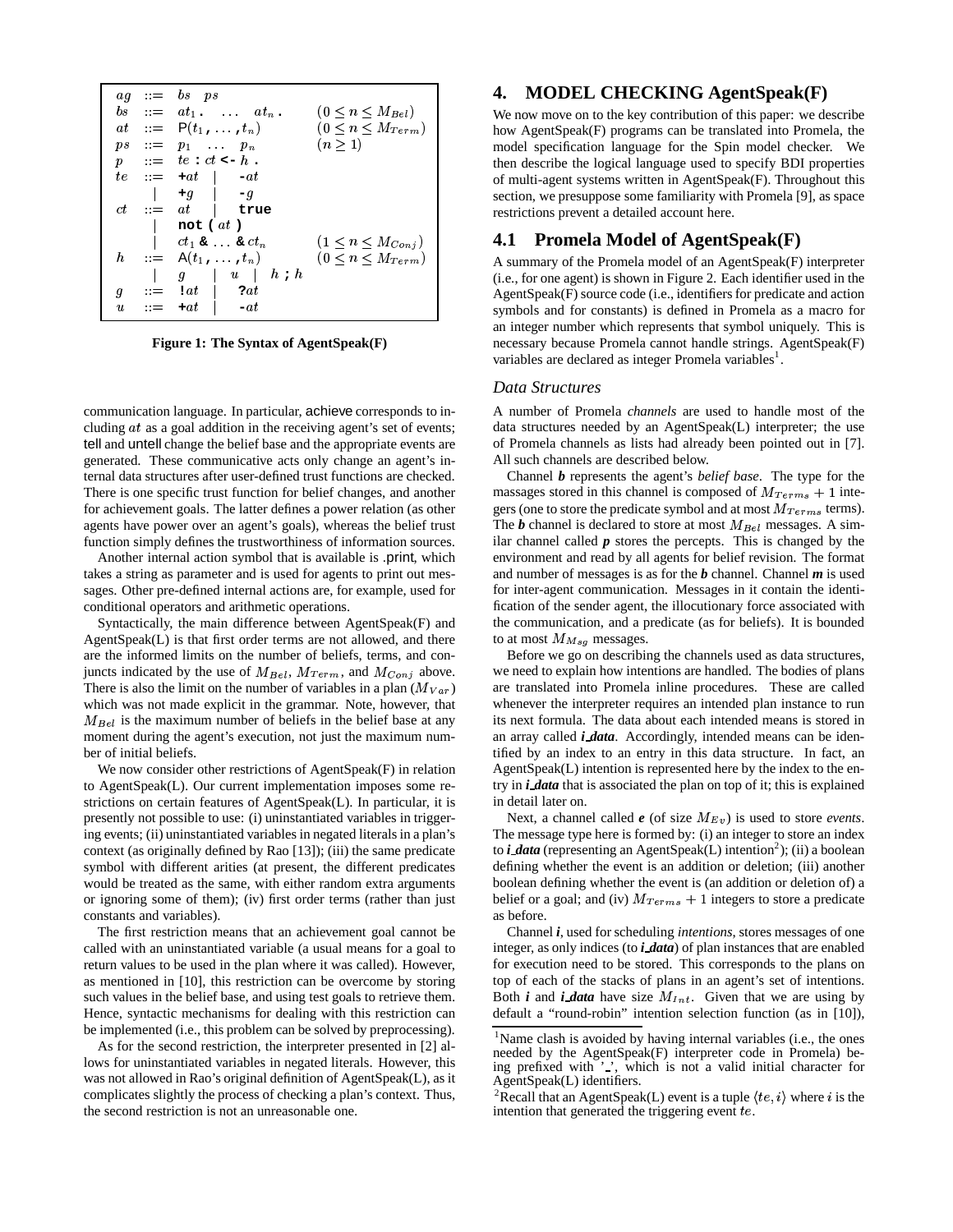$$
\begin{array}{lcll}
ag & ::= & bs \;\; ps & \\
bs & ::= & at_1 \texttt{.} \;\; \ldots \;\; at_n \texttt{.} & (0 \leq n \leq M_{Bel}) \\
at & ::= & \mathsf{P}(t_1 \texttt{,} \ldots \texttt{,} t_n) & (0 \leq n \leq M_{Term}) \\
ps & ::= & p_1 \;\; \ldots \;\; p_n & (n \geq 1) \\
p & ::= & te \texttt{ : } ct \texttt{ <- } h \texttt{ .} & \\
te & ::= & \texttt{+}at \;\mid\; \texttt{-}at & \\
 & \mid & \texttt{+}g \;\mid\; \texttt{-}g & \\
ct & ::= & at \;\mid\; \texttt{true} & \\
 & \mid & \texttt{not (} at \texttt{)} & \\
 & \mid & ct_1 \texttt{ \& } \ldots \texttt{ \& } ct_n & (1 \leq n \leq M_{Conj}) \\
h & ::= & \mathsf{A}(t_1 \texttt{,} \ldots \texttt{,} t_n) & (0 \leq n \leq M_{Term}) \\
 & \mid & g \;\mid\; u \;\mid\; h \texttt{ ; } h & \\
g & ::= & \texttt{!}at \;\mid\; \texttt{?}at & \\
u & ::= & \texttt{+}at \;\mid\; \texttt{-}at &
\end{array}
$$

**Figure 1: The Syntax of AgentSpeak(F)**

communication language. In particular, achieve corresponds to including $at$ as a goal addition in the receiving agent's set of events; tell and untell change the belief base and the appropriate events are generated. These communicative acts only change an agent's internal data structures after user-defined trust functions are checked. There is one specific trust function for belief changes, and another for achievement goals. The latter defines a power relation (as other agents have power over an agent's goals), whereas the belief trust function simply defines the trustworthiness of information sources.

Another internal action symbol that is available is .print, which takes a string as parameter and is used for agents to print out messages. Other pre-defined internal actions are, for example, used for conditional operators and arithmetic operations.

Syntactically, the main difference between AgentSpeak(F) and AgentSpeak(L) is that first order terms are not allowed, and there are the informed limits on the number of beliefs, terms, and conjuncts indicated by the use of $M_{Bel}$, $M_{Term}$, and $M_{Conj}$ above. There is also the limit on the number of variables in a plan ($M_{Var}$) which was not made explicit in the grammar. Note, however, that $M_{Bel}$ is the maximum number of beliefs in the belief base at any moment during the agent's execution, not just the maximum number of initial beliefs.

We now consider other restrictions of AgentSpeak(F) in relation to AgentSpeak(L). Our current implementation imposes some restrictions on certain features of AgentSpeak(L). In particular, it is presently not possible to use: (i) uninstantiated variables in triggering events; (ii) uninstantiated variables in negated literals in a plan's context (as originally defined by Rao [13]); (iii) the same predicate symbol with different arities (at present, the different predicates would be treated as the same, with either random extra arguments or ignoring some of them); (iv) first order terms (rather than just constants and variables).

The first restriction means that an achievement goal cannot be called with an uninstantiated variable (a usual means for a goal to return values to be used in the plan where it was called). However, as mentioned in [10], this restriction can be overcome by storing such values in the belief base, and using test goals to retrieve them. Hence, syntactic mechanisms for dealing with this restriction can be implemented (i.e., this problem can be solved by preprocessing).

As for the second restriction, the interpreter presented in [2] allows for uninstantiated variables in negated literals. However, this was not allowed in Rao's original definition of AgentSpeak(L), as it complicates slightly the process of checking a plan's context. Thus, the second restriction is not an unreasonable one.

## 4. MODEL CHECKING AgentSpeak(F)

We now move on to the key contribution of this paper: we describe how AgentSpeak(F) programs can be translated into Promela, the model specification language for the Spin model checker. We then describe the logical language used to specify BDI properties of multi-agent systems written in AgentSpeak(F). Throughout this section, we presuppose some familiarity with Promela [9], as space restrictions prevent a detailed account here.

### 4.1 Promela Model of AgentSpeak(F)

A summary of the Promela model of an AgentSpeak(F) interpreter (i.e., for one agent) is shown in Figure 2. Each identifier used in the AgentSpeak(F) source code (i.e., identifiers for predicate and action symbols and for constants) is defined in Promela as a macro for an integer number which represents that symbol uniquely. This is necessary because Promela cannot handle strings. AgentSpeak(F) variables are declared as integer Promela variables[1].

#### *Data Structures*

A number of Promela *channels* are used to handle most of the data structures needed by an AgentSpeak(L) interpreter; the use of Promela channels as lists had already been pointed out in [7]. All such channels are described below.

Channel ***b*** represents the agent's *belief base*. The type for the massages stored in this channel is composed of $M_{Terms} + 1$ integers (one to store the predicate symbol and at most $M_{Terms}$ terms). The ***b*** channel is declared to store at most $M_{Bel}$ messages. A similar channel called ***p*** stores the percepts. This is changed by the environment and read by all agents for belief revision. The format and number of messages is as for the ***b*** channel. Channel ***m*** is used for inter-agent communication. Messages in it contain the identification of the sender agent, the illocutionary force associated with the communication, and a predicate (as for beliefs). It is bounded to at most $M_{Msg}$ messages.

Before we go on describing the channels used as data structures, we need to explain how intentions are handled. The bodies of plans are translated into Promela inline procedures. These are called whenever the interpreter requires an intended plan instance to run its next formula. The data about each intended means is stored in an array called ***i_data***. Accordingly, intended means can be identified by an index to an entry in this data structure. In fact, an AgentSpeak(L) intention is represented here by the index to the entry in ***i_data*** that is associated the plan on top of it; this is explained in detail later on.

Next, a channel called ***e*** (of size $M_{Ev}$) is used to store *events*. The message type here is formed by: (i) an integer to store an index to ***i_data*** (representing an AgentSpeak(L) intention[2]); (ii) a boolean defining whether the event is an addition or deletion; (iii) another boolean defining whether the event is (an addition or deletion of) a belief or a goal; and (iv) $M_{Terms} + 1$ integers to store a predicate as before.

Channel ***i***, used for scheduling *intentions*, stores messages of one integer, as only indices (to ***i_data***) of plan instances that are enabled for execution need to be stored. This corresponds to the plans on top of each of the stacks of plans in an agent's set of intentions. Both ***i*** and ***i_data*** have size $M_{Int}$. Given that we are using by default a "round-robin" intention selection function (as in [10]),

---

[1] Name clash is avoided by having internal variables (i.e., the ones needed by the AgentSpeak(F) interpreter code in Promela) being prefixed with '_', which is not a valid initial character for AgentSpeak(L) identifiers.

[2] Recall that an AgentSpeak(L) event is a tuple $\langle te, i \rangle$ where $i$ is the intention that generated the triggering event $te$.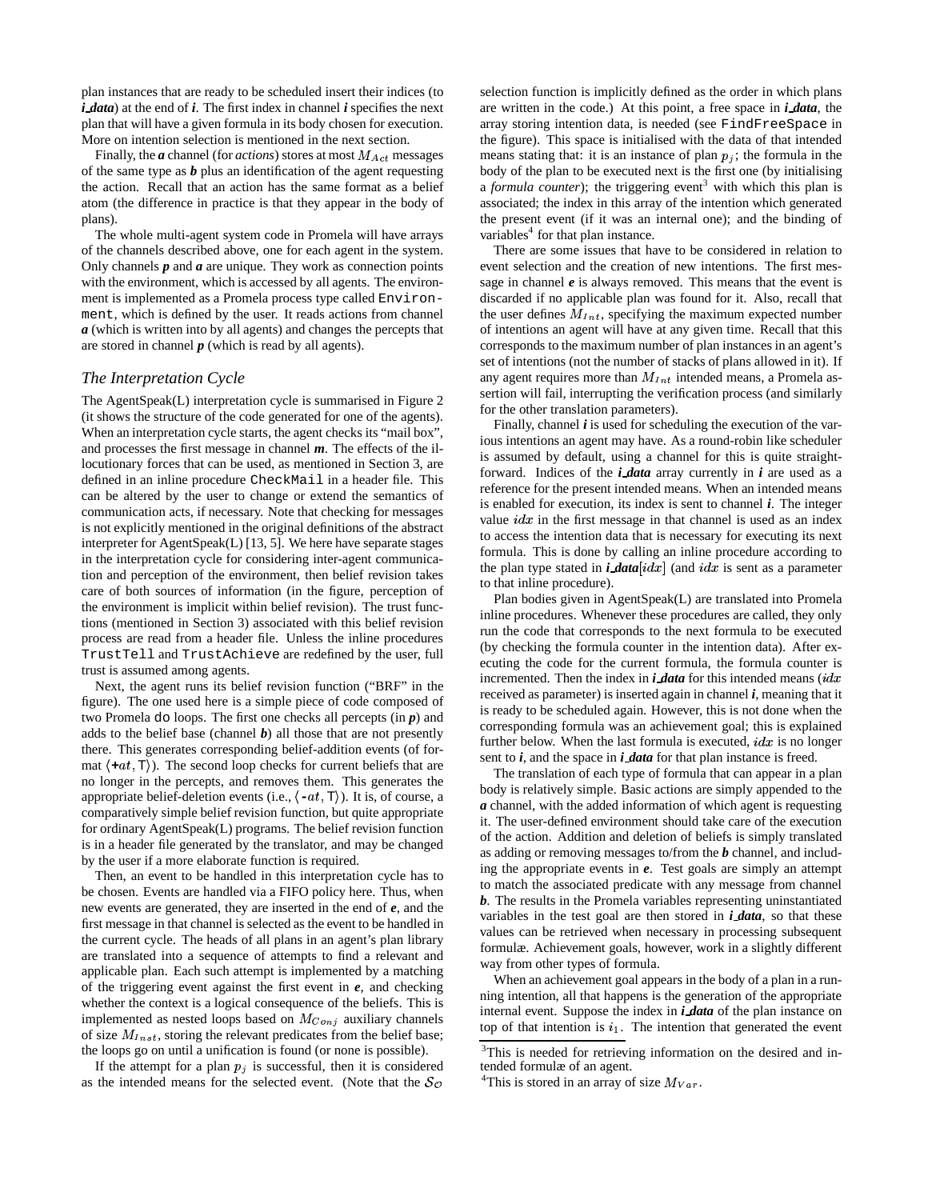plan instances that are ready to be scheduled insert their indices (to ***i_data***) at the end of ***i***. The first index in channel ***i*** specifies the next plan that will have a given formula in its body chosen for execution. More on intention selection is mentioned in the next section.

Finally, the ***a*** channel (for *actions*) stores at most $M_{Act}$ messages of the same type as ***b*** plus an identification of the agent requesting the action. Recall that an action has the same format as a belief atom (the difference in practice is that they appear in the body of plans).

The whole multi-agent system code in Promela will have arrays of the channels described above, one for each agent in the system. Only channels ***p*** and ***a*** are unique. They work as connection points with the environment, which is accessed by all agents. The environment is implemented as a Promela process type called `Environment`, which is defined by the user. It reads actions from channel ***a*** (which is written into by all agents) and changes the percepts that are stored in channel ***p*** (which is read by all agents).

### *The Interpretation Cycle*

The AgentSpeak(L) interpretation cycle is summarised in Figure 2 (it shows the structure of the code generated for one of the agents). When an interpretation cycle starts, the agent checks its "mail box", and processes the first message in channel ***m***. The effects of the illocutionary forces that can be used, as mentioned in Section 3, are defined in an inline procedure `CheckMail` in a header file. This can be altered by the user to change or extend the semantics of communication acts, if necessary. Note that checking for messages is not explicitly mentioned in the original definitions of the abstract interpreter for AgentSpeak(L) [13, 5]. We have separate stages in the interpretation cycle for considering inter-agent communication and perception of the environment, then belief revision takes care of both sources of information (in the figure, perception of the environment is implicit within belief revision). The trust functions (mentioned in Section 3) associated with this belief revision process are read from a header file. Unless the inline procedures `TrustTell` and `TrustAchieve` are redefined by the user, full trust is assumed among agents.

Next, the agent runs its belief revision function ("BRF" in the figure). The one used here is a simple piece of code composed of two Promela `do` loops. The first one checks all percepts (in ***p***) and adds to the belief base (channel ***b***) all those that are not presently there. This generates corresponding belief-addition events (of format $\langle +at, \mathsf{T}\rangle$). The second loop checks for current beliefs that are no longer in the percepts, and removes them. This generates the appropriate belief-deletion events (i.e., $\langle -at, \mathsf{T}\rangle$). It is, of course, a comparatively simple belief revision function, but quite appropriate for ordinary AgentSpeak(L) programs. The belief revision function is in a header file generated by the translator, and may be changed by the user if a more elaborate function is required.

Then, an event to be handled in this interpretation cycle has to be chosen. Events are handled via a FIFO policy here. Thus, when new events are generated, they are inserted in the end of ***e***, and the first message in that channel is selected as the event to be handled in the current cycle. The heads of all plans in an agent's plan library are translated into a sequence of attempts to find a relevant and applicable plan. Each such attempt is implemented by a matching of the triggering event against the first event in ***e***, and checking whether the context is a logical consequence of the beliefs. This is implemented as nested loops based on $M_{Conj}$ auxiliary channels of size $M_{Inst}$, storing the relevant predicates from the belief base; the loops go on until a unification is found (or none is possible).

If the attempt for a plan $p_j$ is successful, then it is considered as the intended means for the selected event. (Note that the $\mathcal{S}_\mathcal{O}$ selection function is implicitly defined as the order in which plans are written in the code.) At this point, a free space in ***i_data***, the array storing intention data, is needed (see `FindFreeSpace` in the figure). This space is initialised with the data of that intended means stating that: it is an instance of plan $p_j$; the formula in the body of the plan to be executed next is the first one (by initialising a *formula counter*); the triggering event[3] with which this plan is associated; the index in this array of the intention which generated the present event (if it was an internal one); and the binding of variables[4] for that plan instance.

There are some issues that have to be considered in relation to event selection and the creation of new intentions. The first message in channel ***e*** is always removed. This means that the event is discarded if no applicable plan was found for it. Also, recall that the user defines $M_{Int}$, specifying the maximum expected number of intentions an agent will have at any given time. Recall that this corresponds to the maximum number of plan instances in an agent's set of intentions (not the number of stacks of plans allowed in it). If any agent requires more than $M_{Int}$ intended means, a Promela assertion will fail, interrupting the verification process (and similarly for the other translation parameters).

Finally, channel ***i*** is used for scheduling the execution of the various intentions an agent may have. As a round-robin like scheduler is assumed by default, using a channel for this is quite straightforward. Indices of the ***i_data*** array currently in ***i*** are used as a reference for the present intended means. When an intended means is enabled for execution, its index is sent to channel ***i***. The integer value $idx$ in the first message in that channel is used as an index to access the intention data that is necessary for executing its next formula. This is done by calling an inline procedure according to the plan type stated in ***i_data***$[idx]$ (and $idx$ is sent as a parameter to that inline procedure).

Plan bodies given in AgentSpeak(L) are translated into Promela inline procedures. Whenever these procedures are called, they only run the code that corresponds to the next formula to be executed (by checking the formula counter in the intention data). After executing the code for the current formula, the formula counter is incremented. Then the index in ***i_data*** for this intended means ($idx$ received as parameter) is inserted again in channel ***i***, meaning that it is ready to be scheduled again. However, this is not done when the corresponding formula was an achievement goal; this is explained further below. When the last formula is executed, $idx$ is no longer sent to ***i***, and the space in ***i_data*** for that plan instance is freed.

The translation of each type of formula that can appear in a plan body is relatively simple. Basic actions are simply appended to the ***a*** channel, with the added information of which agent is requesting it. The user-defined environment should take care of the execution of the action. Addition and deletion of beliefs is simply translated as adding or removing messages to/from the ***b*** channel, and including the appropriate events in ***e***. Test goals are simply an attempt to match the associated predicate with any message from channel ***b***. The results in the Promela variables representing uninstantiated variables in the test goal are then stored in ***i_data***, so that these values can be retrieved when necessary in processing subsequent formulæ. Achievement goals, however, work in a slightly different way from other types of formula.

When an achievement goal appears in the body of a plan in a running intention, all that happens is the generation of the appropriate internal event. Suppose the index in ***i_data*** of the plan instance on top of that intention is $i_1$. The intention that generated the event

[3] This is needed for retrieving information on the desired and intended formulæ of an agent.

[4] This is stored in an array of size $M_{Var}$.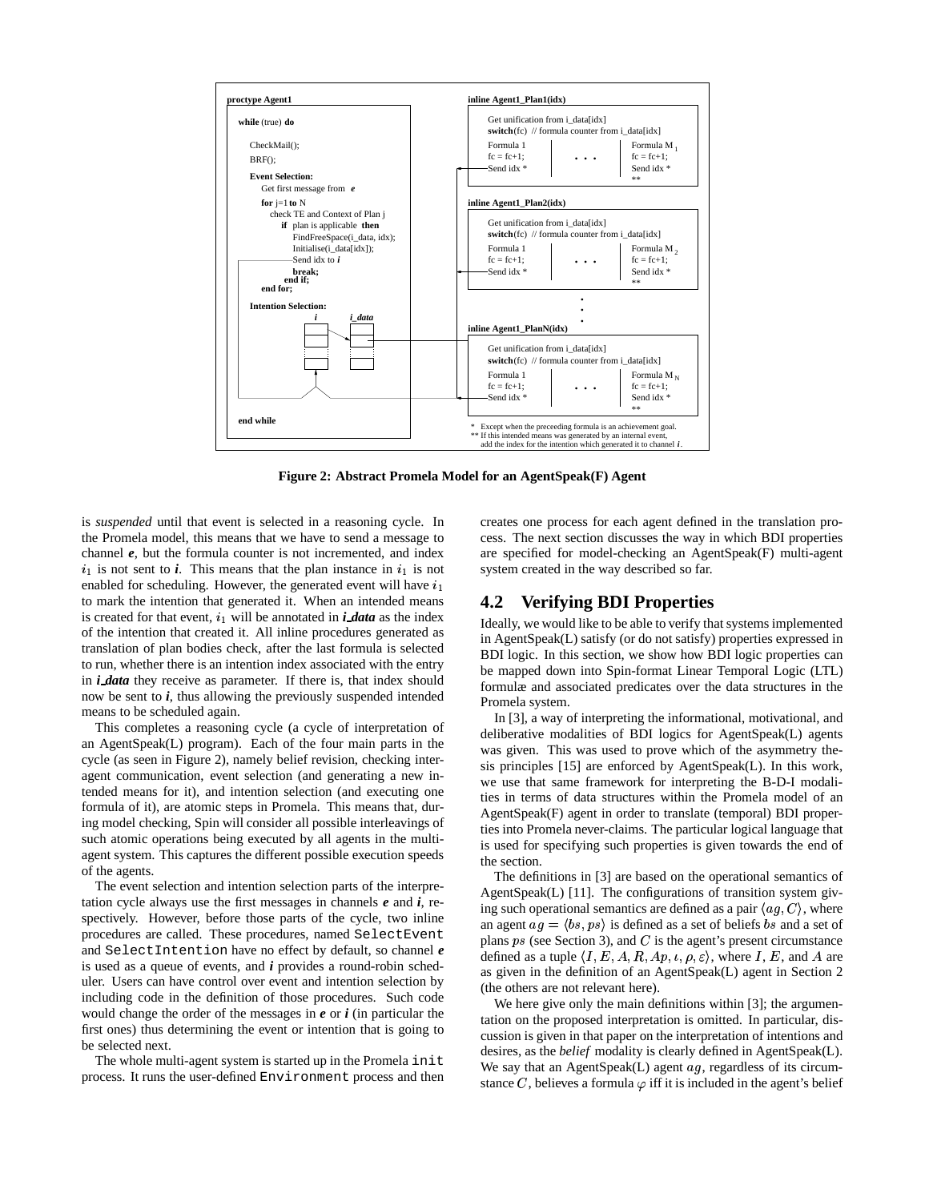```
proctype Agent1

  while (true) do

    CheckMail();
    BRF();

    Event Selection:
      Get first message from  e

      for j=1 to N
        check TE and Context of Plan j
        if  plan is applicable  then
          FindFreeSpace(i_data, idx);
          Initialise(i_data[idx]);
          Send idx to i
          break;
        end if;
      end for;

    Intention Selection:
          i        i_data

  end while
```

```
inline Agent1_Plan1(idx)

  Get unification from i_data[idx]
  switch(fc)  // formula counter from i_data[idx]

  Formula 1          . . .     Formula M_1
  fc = fc+1;                   fc = fc+1;
  Send idx *                   Send idx *
                               **

inline Agent1_Plan2(idx)

  Get unification from i_data[idx]
  switch(fc)  // formula counter from i_data[idx]

  Formula 1          . . .     Formula M_2
  fc = fc+1;                   fc = fc+1;
  Send idx *                   Send idx *
                               **

  .
  .
  .

inline Agent1_PlanN(idx)

  Get unification from i_data[idx]
  switch(fc)  // formula counter from i_data[idx]

  Formula 1          . . .     Formula M_N
  fc = fc+1;                   fc = fc+1;
  Send idx *                   Send idx *
                               **

*   Except when the preceeding formula is an achievement goal.
**  If this intended means was generated by an internal event,
    add the index for the intention which generated it to channel i.
```

**Figure 2: Abstract Promela Model for an AgentSpeak(F) Agent**

is *suspended* until that event is selected in a reasoning cycle. In the Promela model, this means that we have to send a message to channel ***e***, but the formula counter is not incremented, and index $i_1$ is not sent to ***i***. This means that the plan instance in $i_1$ is not enabled for scheduling. However, the generated event will have $i_1$ to mark the intention that generated it. When an intended means is created for that event, $i_1$ will be annotated in ***i_data*** as the index of the intention that created it. All inline procedures generated as translation of plan bodies check, after the last formula is selected to run, whether there is an intention index associated with the entry in ***i_data*** they receive as parameter. If there is, that index should now be sent to ***i***, thus allowing the previously suspended intended means to be scheduled again.

This completes a reasoning cycle (a cycle of interpretation of an AgentSpeak(L) program). Each of the four main parts in the cycle (as seen in Figure 2), namely belief revision, checking inter-agent communication, event selection (and generating a new intended means for it), and intention selection (and executing one formula of it), are atomic steps in Promela. This means that, during model checking, Spin will consider all possible interleavings of such atomic operations being executed by all agents in the multi-agent system. This captures the different possible execution speeds of the agents.

The event selection and intention selection parts of the interpretation cycle always use the first messages in channels ***e*** and ***i***, respectively. However, before those parts of the cycle, two inline procedures are called. These procedures, named `SelectEvent` and `SelectIntention` have no effect by default, so channel ***e*** is used as a queue of events, and ***i*** provides a round-robin scheduler. Users can have control over event and intention selection by including code in the definition of those procedures. Such code would change the order of the messages in ***e*** or ***i*** (in particular the first ones) thus determining the event or intention that is going to be selected next.

The whole multi-agent system is started up in the Promela `init` process. It runs the user-defined `Environment` process and then creates one process for each agent defined in the translation process. The next section discusses the way in which BDI properties are specified for model-checking an AgentSpeak(F) multi-agent system created in the way described so far.

## 4.2 Verifying BDI Properties

Ideally, we would like to be able to verify that systems implemented in AgentSpeak(L) satisfy (or do not satisfy) properties expressed in BDI logic. In this section, we show how BDI logic properties can be mapped down into Spin-format Linear Temporal Logic (LTL) formulæ and associated predicates over the data structures in the Promela system.

In [3], a way of interpreting the informational, motivational, and deliberative modalities of BDI logics for AgentSpeak(L) agents was given. This was used to prove which of the asymmetry thesis principles [15] are enforced by AgentSpeak(L). In this work, we use that same framework for interpreting the B-D-I modalities in terms of data structures within the Promela model of an AgentSpeak(F) agent in order to translate (temporal) BDI properties into Promela never-claims. The particular logical language that is used for specifying such properties is given towards the end of the section.

The definitions in [3] are based on the operational semantics of AgentSpeak(L) [11]. The configurations of transition system giving such operational semantics are defined as a pair $\langle ag, C \rangle$, where an agent $ag = \langle bs, ps \rangle$ is defined as a set of beliefs $bs$ and a set of plans $ps$ (see Section 3), and $C$ is the agent's present circumstance defined as a tuple $\langle I, E, A, R, Ap, \iota, \rho, \varepsilon \rangle$, where $I$, $E$, and $A$ are as given in the definition of an AgentSpeak(L) agent in Section 2 (the others are not relevant here).

We here give only the main definitions within [3]; the argumentation on the proposed interpretation is omitted. In particular, discussion is given in that paper on the interpretation of intentions and desires, as the *belief* modality is clearly defined in AgentSpeak(L). We say that an AgentSpeak(L) agent $ag$, regardless of its circumstance $C$, believes a formula $\varphi$ iff it is included in the agent's belief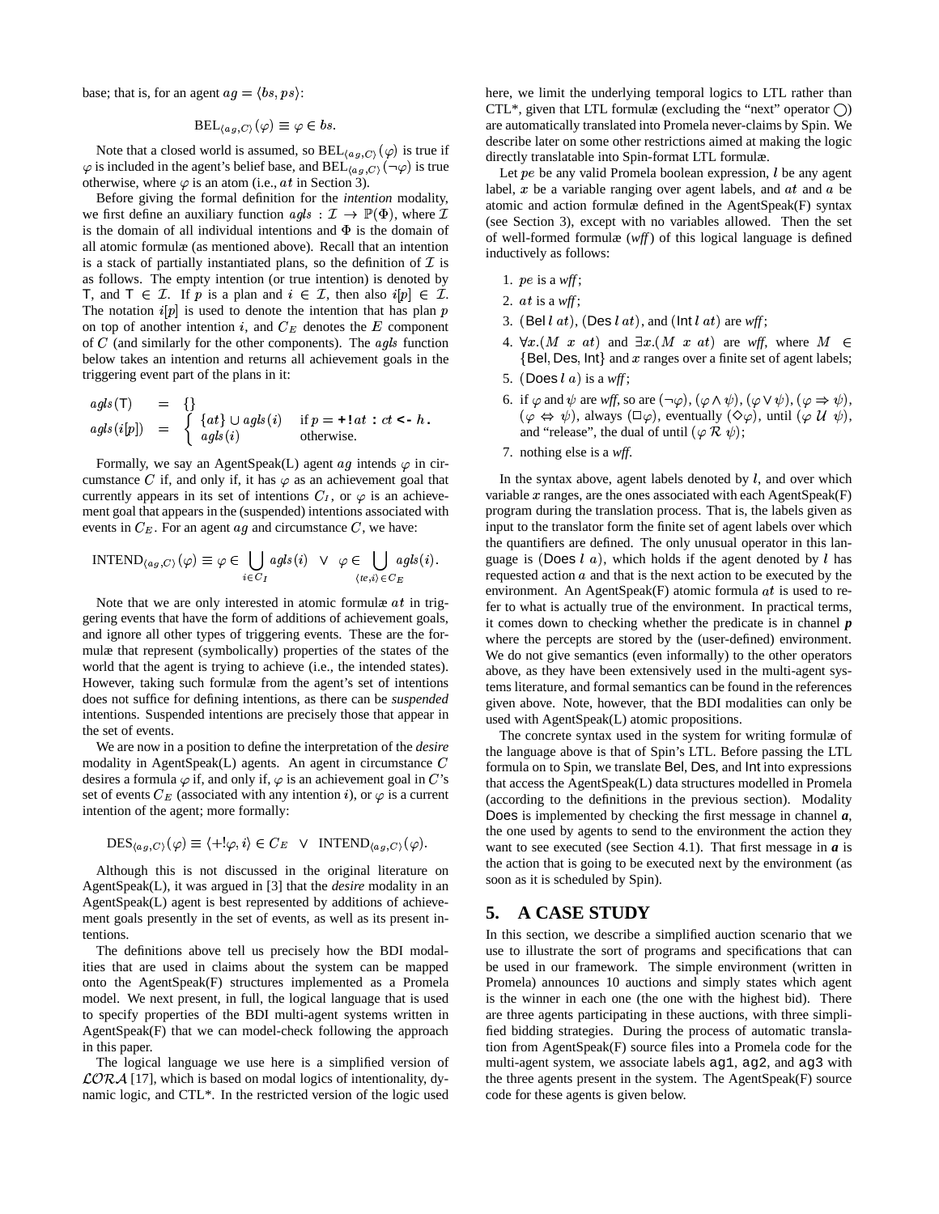base; that is, for an agent $ag = \langle bs, ps \rangle$:

$$\text{BEL}_{\langle ag,C \rangle}(\varphi) \equiv \varphi \in bs.$$

Note that a closed world is assumed, so $\text{BEL}_{\langle ag,C \rangle}(\varphi)$ is true if $\varphi$ is included in the agent's belief base, and $\text{BEL}_{\langle ag,C \rangle}(\neg\varphi)$ is true otherwise, where $\varphi$ is an atom (i.e., $at$ in Section 3).

Before giving the formal definition for the *intention* modality, we first define an auxiliary function $agls : \mathcal{I} \rightarrow \mathbb{P}(\Phi)$, where $\mathcal{I}$ is the domain of all individual intentions and $\Phi$ is the domain of all atomic formulæ (as mentioned above). Recall that an intention is a stack of partially instantiated plans, so the definition of $\mathcal{I}$ is as follows. The empty intention (or true intention) is denoted by $\mathsf{T}$, and $\mathsf{T} \in \mathcal{I}$. If $p$ is a plan and $i \in \mathcal{I}$, then also $i[p] \in \mathcal{I}$. The notation $i[p]$ is used to denote the intention that has plan $p$ on top of another intention $i$, and $C_E$ denotes the $E$ component of $C$ (and similarly for the other components). The $agls$ function below takes an intention and returns all achievement goals in the triggering event part of the plans in it:

$$\begin{array}{lcl} agls(\mathsf{T}) & = & \{\} \\ agls(i[p]) & = & \left\{ \begin{array}{ll} \{at\} \cup agls(i) & \text{if } p = \texttt{+!}at : ct \texttt{ <- } h. \\ agls(i) & \text{otherwise.} \end{array} \right. \end{array}$$

Formally, we say an AgentSpeak(L) agent $ag$ intends $\varphi$ in circumstance $C$ if, and only if, it has $\varphi$ as an achievement goal that currently appears in its set of intentions $C_I$, or $\varphi$ is an achievement goal that appears in the (suspended) intentions associated with events in $C_E$. For an agent $ag$ and circumstance $C$, we have:

$$\text{INTEND}_{\langle ag,C \rangle}(\varphi) \equiv \varphi \in \bigcup_{i \in C_I} agls(i) \;\; \vee \;\; \varphi \in \bigcup_{\langle te,i \rangle \in C_E} agls(i).$$

Note that we are only interested in atomic formulæ $at$ in triggering events that have the form of additions of achievement goals, and ignore all other types of triggering events. These are the formulæ that represent (symbolically) properties of the states of the world that the agent is trying to achieve (i.e., the intended states). However, taking such formulæ from the agent's set of intentions does not suffice for defining intentions, as there can be *suspended* intentions. Suspended intentions are precisely those that appear in the set of events.

We are now in a position to define the interpretation of the *desire* modality in AgentSpeak(L) agents. An agent in circumstance $C$ desires a formula $\varphi$ if, and only if, $\varphi$ is an achievement goal in $C$'s set of events $C_E$ (associated with any intention $i$), or $\varphi$ is a current intention of the agent; more formally:

$$\text{DES}_{\langle ag,C \rangle}(\varphi) \equiv \langle +!\varphi, i \rangle \in C_E \;\; \vee \;\; \text{INTEND}_{\langle ag,C \rangle}(\varphi).$$

Although this is not discussed in the original literature on AgentSpeak(L), it was argued in [3] that the *desire* modality in an AgentSpeak(L) agent is best represented by additions of achievement goals presently in the set of events, as well as its present intentions.

The definitions above tell us precisely how the BDI modalities that are used in claims about the system can be mapped onto the AgentSpeak(F) structures implemented as a Promela model. We next present, in full, the logical language that is used to specify properties of the BDI multi-agent systems written in AgentSpeak(F) that we can model-check following the approach in this paper.

The logical language we use here is a simplified version of $\mathcal{LORA}$ [17], which is based on modal logics of intentionality, dynamic logic, and CTL*. In the restricted version of the logic used here, we limit the underlying temporal logics to LTL rather than CTL*, given that LTL formulæ (excluding the "next" operator $\bigcirc$) are automatically translated into Promela never-claims by Spin. We describe later on some other restrictions aimed at making the logic directly translatable into Spin-format LTL formulæ.

Let $pe$ be any valid Promela boolean expression, $l$ be any agent label, $x$ be a variable ranging over agent labels, and $at$ and $a$ be atomic and action formulæ defined in the AgentSpeak(F) syntax (see Section 3), except with no variables allowed. Then the set of well-formed formulæ (*wff*) of this logical language is defined inductively as follows:

1. $pe$ is a *wff*;
2. $at$ is a *wff*;
3. $(\mathsf{Bel}\ l\ at)$, $(\mathsf{Des}\ l\ at)$, and $(\mathsf{Int}\ l\ at)$ are *wff*;
4. $\forall x.(M\ x\ at)$ and $\exists x.(M\ x\ at)$ are *wff*, where $M \in \{\mathsf{Bel}, \mathsf{Des}, \mathsf{Int}\}$ and $x$ ranges over a finite set of agent labels;
5. $(\mathsf{Does}\ l\ a)$ is a *wff*;
6. if $\varphi$ and $\psi$ are *wff*, so are $(\neg\varphi)$, $(\varphi \wedge \psi)$, $(\varphi \vee \psi)$, $(\varphi \Rightarrow \psi)$, $(\varphi \Leftrightarrow \psi)$, always $(\Box\varphi)$, eventually $(\Diamond\varphi)$, until $(\varphi\ \mathcal{U}\ \psi)$, and "release", the dual of until $(\varphi\ \mathcal{R}\ \psi)$;
7. nothing else is a *wff*.

In the syntax above, agent labels denoted by $l$, and over which variable $x$ ranges, are the ones associated with each AgentSpeak(F) program during the translation process. That is, the labels given as input to the translator form the finite set of agent labels over which the quantifiers are defined. The only unusual operator in this language is $(\mathsf{Does}\ l\ a)$, which holds if the agent denoted by $l$ has requested action $a$ and that is the next action to be executed by the environment. An AgentSpeak(F) atomic formula $at$ is used to refer to what is actually true of the environment. In practical terms, it comes down to checking whether the predicate is in channel ***p*** where the percepts are stored by the (user-defined) environment. We do not give semantics (even informally) to the other operators above, as they have been extensively used in the multi-agent systems literature, and formal semantics can be found in the references given above. Note, however, that the BDI modalities can only be used with AgentSpeak(L) atomic propositions.

The concrete syntax used in the system for writing formulæ of the language above is that of Spin's LTL. Before passing the LTL formula on to Spin, we translate Bel, Des, and Int into expressions that access the AgentSpeak(L) data structures modelled in Promela (according to the definitions in the previous section). Modality Does is implemented by checking the first message in channel ***a***, the one used by agents to send to the environment the action they want to see executed (see Section 4.1). That first message in ***a*** is the action that is going to be executed next by the environment (as soon as it is scheduled by Spin).

## 5. A CASE STUDY

In this section, we describe a simplified auction scenario that we use to illustrate the sort of programs and specifications that can be used in our framework. The simple environment (written in Promela) announces 10 auctions and simply states which agent is the winner in each one (the one with the highest bid). There are three agents participating in these auctions, with three simplified bidding strategies. During the process of automatic translation from AgentSpeak(F) source files into a Promela code for the multi-agent system, we associate labels `ag1`, `ag2`, and `ag3` with the three agents present in the system. The AgentSpeak(F) source code for these agents is given below.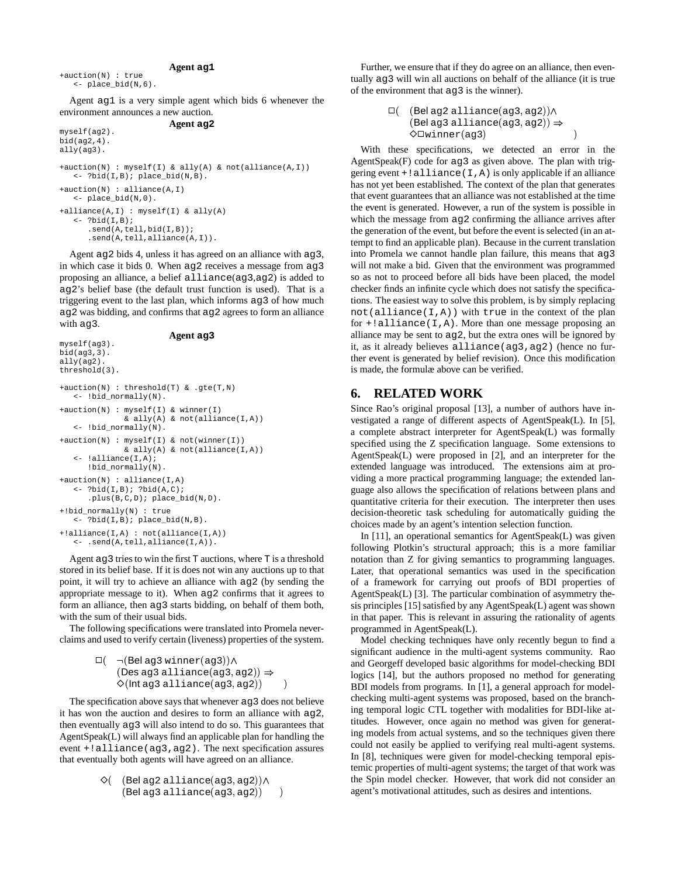**Agent ag1**

```
+auction(N) : true
   <- place_bid(N,6).
```

Agent ag1 is a very simple agent which bids 6 whenever the environment announces a new auction.

**Agent ag2**

```
myself(ag2).
bid(ag2,4).
ally(ag3).

+auction(N) : myself(I) & ally(A) & not(alliance(A,I))
   <- ?bid(I,B); place_bid(N,B).

+auction(N) : alliance(A,I)
   <- place_bid(N,0).

+alliance(A,I) : myself(I) & ally(A)
   <- ?bid(I,B);
      .send(A,tell,bid(I,B));
      .send(A,tell,alliance(A,I)).
```

Agent ag2 bids 4, unless it has agreed on an alliance with ag3, in which case it bids 0. When ag2 receives a message from ag3 proposing an alliance, a belief alliance(ag3,ag2) is added to ag2's belief base (the default trust function is used). That is a triggering event to the last plan, which informs ag3 of how much ag2 was bidding, and confirms that ag2 agrees to form an alliance with ag3.

**Agent ag3**

```
myself(ag3).
bid(ag3,3).
ally(ag2).
threshold(3).

+auction(N) : threshold(T) & .gte(T,N)
   <- !bid_normally(N).

+auction(N) : myself(I) & winner(I)
              & ally(A) & not(alliance(I,A))
   <- !bid_normally(N).

+auction(N) : myself(I) & not(winner(I))
              & ally(A) & not(alliance(I,A))
   <- !alliance(I,A);
      !bid_normally(N).

+auction(N) : alliance(I,A)
   <- ?bid(I,B); ?bid(A,C);
      .plus(B,C,D); place_bid(N,D).

+!bid_normally(N) : true
   <- ?bid(I,B); place_bid(N,B).

+!alliance(I,A) : not(alliance(I,A))
   <- .send(A,tell,alliance(I,A)).
```

Agent ag3 tries to win the first T auctions, where T is a threshold stored in its belief base. If it is does not win any auctions up to that point, it will try to achieve an alliance with ag2 (by sending the appropriate message to it). When ag2 confirms that it agrees to form an alliance, then ag3 starts bidding, on behalf of them both, with the sum of their usual bids.

The following specifications were translated into Promela never-claims and used to verify certain (liveness) properties of the system.

$$\Box(\;\neg(\mathsf{Bel}\;\mathtt{ag3}\;\mathtt{winner}(\mathtt{ag3}))\land (\mathsf{Des}\;\mathtt{ag3}\;\mathtt{alliance}(\mathtt{ag3},\mathtt{ag2}))\Rightarrow \Diamond(\mathsf{Int}\;\mathtt{ag3}\;\mathtt{alliance}(\mathtt{ag3},\mathtt{ag2}))\;)$$

The specification above says that whenever ag3 does not believe it has won the auction and desires to form an alliance with ag2, then eventually ag3 will also intend to do so. This guarantees that AgentSpeak(L) will always find an applicable plan for handling the event +!alliance(ag3,ag2). The next specification assures that eventually both agents will have agreed on an alliance.

$$\Diamond(\;(\mathsf{Bel}\;\mathtt{ag2}\;\mathtt{alliance}(\mathtt{ag3},\mathtt{ag2}))\land (\mathsf{Bel}\;\mathtt{ag3}\;\mathtt{alliance}(\mathtt{ag3},\mathtt{ag2}))\;)$$

Further, we ensure that if they do agree on an alliance, then eventually ag3 will win all auctions on behalf of the alliance (it is true of the environment that ag3 is the winner).

$$\Box(\;(\mathsf{Bel}\;\mathtt{ag2}\;\mathtt{alliance}(\mathtt{ag3},\mathtt{ag2}))\land (\mathsf{Bel}\;\mathtt{ag3}\;\mathtt{alliance}(\mathtt{ag3},\mathtt{ag2}))\Rightarrow \Diamond\Box\mathtt{winner}(\mathtt{ag3})\;)$$

With these specifications, we detected an error in the AgentSpeak(F) code for ag3 as given above. The plan with triggering event +!alliance(I,A) is only applicable if an alliance has not yet been established. The context of the plan that generates that event guarantees that an alliance was not established at the time the event is generated. However, a run of the system is possible in which the message from ag2 confirming the alliance arrives after the generation of the event, but before the event is selected (in an attempt to find an applicable plan). Because in the current translation into Promela we cannot handle plan failure, this means that ag3 will not make a bid. Given that the environment was programmed so as not to proceed before all bids have been placed, the model checker finds an infinite cycle which does not satisfy the specifications. The easiest way to solve this problem, is by simply replacing not(alliance(I,A)) with true in the context of the plan for +!alliance(I,A). More than one message proposing an alliance may be sent to ag2, but the extra ones will be ignored by it, as it already believes alliance(ag3,ag2) (hence no further event is generated by belief revision). Once this modification is made, the formulæ above can be verified.

## 6. RELATED WORK

Since Rao's original proposal [13], a number of authors have investigated a range of different aspects of AgentSpeak(L). In [5], a complete abstract interpreter for AgentSpeak(L) was formally specified using the Z specification language. Some extensions to AgentSpeak(L) were proposed in [2], and an interpreter for the extended language was introduced. The extensions aim at providing a more practical programming language; the extended language also allows the specification of relations between plans and quantitative criteria for their execution. The interpreter then uses decision-theoretic task scheduling for automatically guiding the choices made by an agent's intention selection function.

In [11], an operational semantics for AgentSpeak(L) was given following Plotkin's structural approach; this is a more familiar notation than Z for giving semantics to programming languages. Later, that operational semantics was used in the specification of a framework for carrying out proofs of BDI properties of AgentSpeak(L) [3]. The particular combination of asymmetry thesis principles [15] satisfied by any AgentSpeak(L) agent was shown in that paper. This is relevant in assuring the rationality of agents programmed in AgentSpeak(L).

Model checking techniques have only recently begun to find a significant audience in the multi-agent systems community. Rao and Georgeff developed basic algorithms for model-checking BDI logics [14], but the authors proposed no method for generating BDI models from programs. In [1], a general approach for model-checking multi-agent systems was proposed, based on the branching temporal logic CTL together with modalities for BDI-like attitudes. However, once again no method was given for generating models from actual systems, and so the techniques given there could not easily be applied to verifying real multi-agent systems. In [8], techniques were given for model-checking temporal epistemic properties of multi-agent systems; the target of that work was the Spin model checker. However, that work did not consider an agent's motivational attitudes, such as desires and intentions.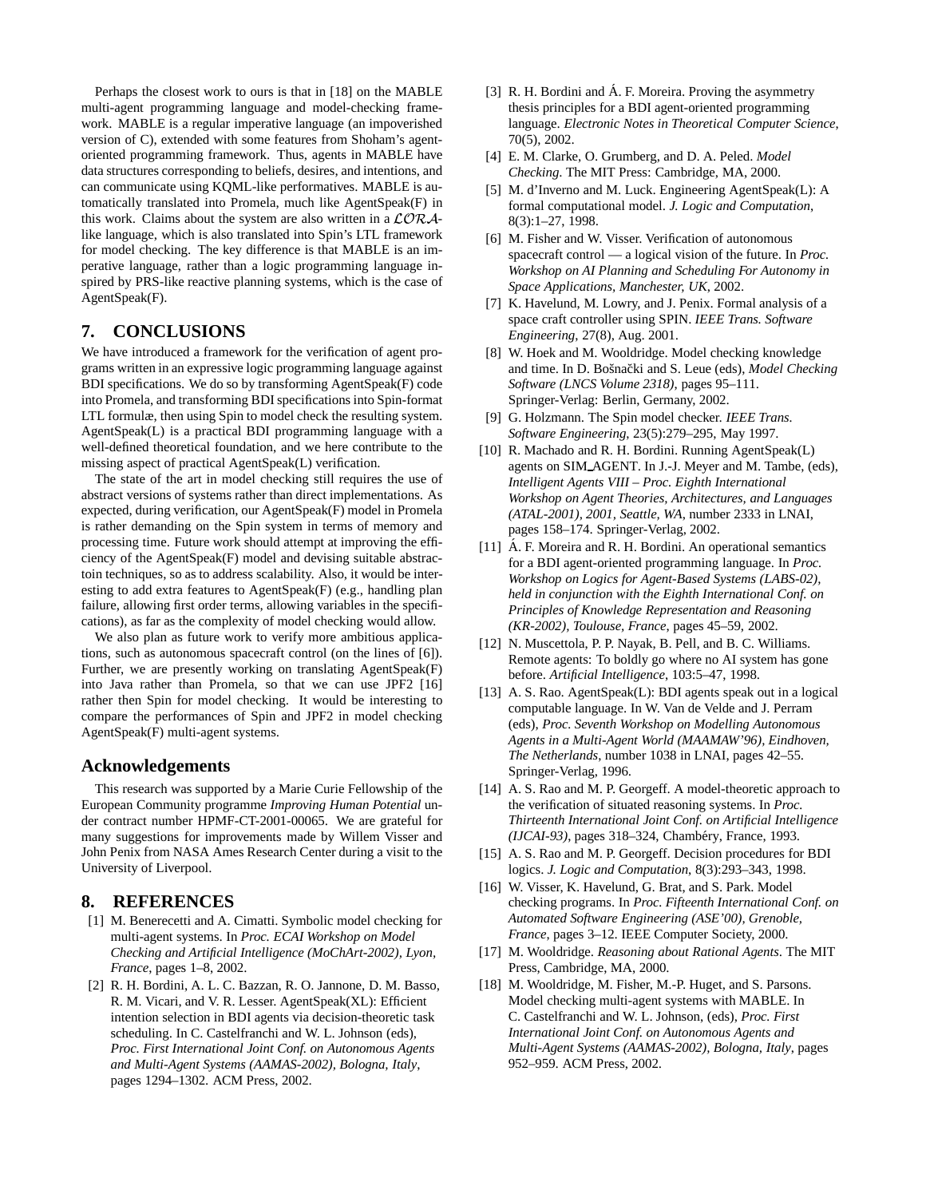Perhaps the closest work to ours is that in [18] on the MABLE multi-agent programming language and model-checking framework. MABLE is a regular imperative language (an impoverished version of C), extended with some features from Shoham's agent-oriented programming framework. Thus, agents in MABLE have data structures corresponding to beliefs, desires, and intentions, and can communicate using KQML-like performatives. MABLE is automatically translated into Promela, much like AgentSpeak(F) in this work. Claims about the system are also written in a $\mathcal{LORA}$-like language, which is also translated into Spin's LTL framework for model checking. The key difference is that MABLE is an imperative language, rather than a logic programming language inspired by PRS-like reactive planning systems, which is the case of AgentSpeak(F).

## 7. CONCLUSIONS

We have introduced a framework for the verification of agent programs written in an expressive logic programming language against BDI specifications. We do so by transforming AgentSpeak(F) code into Promela, and transforming BDI specifications into Spin-format LTL formulæ, then using Spin to model check the resulting system. AgentSpeak(L) is a practical BDI programming language with a well-defined theoretical foundation, and we here contribute to the missing aspect of practical AgentSpeak(L) verification.

The state of the art in model checking still requires the use of abstract versions of systems rather than direct implementations. As expected, during verification, our AgentSpeak(F) model in Promela is rather demanding on the Spin system in terms of memory and processing time. Future work should attempt at improving the efficiency of the AgentSpeak(F) model and devising suitable abstractoin techniques, so as to address scalability. Also, it would be interesting to add extra features to AgentSpeak(F) (e.g., handling plan failure, allowing first order terms, allowing variables in the specifications), as far as the complexity of model checking would allow.

We also plan as future work to verify more ambitious applications, such as autonomous spacecraft control (on the lines of [6]). Further, we are presently working on translating AgentSpeak(F) into Java rather than Promela, so that we can use JPF2 [16] rather then Spin for model checking. It would be interesting to compare the performances of Spin and JPF2 in model checking AgentSpeak(F) multi-agent systems.

## Acknowledgements

This research was supported by a Marie Curie Fellowship of the European Community programme *Improving Human Potential* under contract number HPMF-CT-2001-00065. We are grateful for many suggestions for improvements made by Willem Visser and John Penix from NASA Ames Research Center during a visit to the University of Liverpool.

## 8. REFERENCES

[1] M. Benerecetti and A. Cimatti. Symbolic model checking for multi-agent systems. In *Proc. ECAI Workshop on Model Checking and Artificial Intelligence (MoChArt-2002), Lyon, France*, pages 1–8, 2002.

[2] R. H. Bordini, A. L. C. Bazzan, R. O. Jannone, D. M. Basso, R. M. Vicari, and V. R. Lesser. AgentSpeak(XL): Efficient intention selection in BDI agents via decision-theoretic task scheduling. In C. Castelfranchi and W. L. Johnson (eds), *Proc. First International Joint Conf. on Autonomous Agents and Multi-Agent Systems (AAMAS-2002), Bologna, Italy*, pages 1294–1302. ACM Press, 2002.

[3] R. H. Bordini and Á. F. Moreira. Proving the asymmetry thesis principles for a BDI agent-oriented programming language. *Electronic Notes in Theoretical Computer Science*, 70(5), 2002.

[4] E. M. Clarke, O. Grumberg, and D. A. Peled. *Model Checking*. The MIT Press: Cambridge, MA, 2000.

[5] M. d'Inverno and M. Luck. Engineering AgentSpeak(L): A formal computational model. *J. Logic and Computation*, 8(3):1–27, 1998.

[6] M. Fisher and W. Visser. Verification of autonomous spacecraft control — a logical vision of the future. In *Proc. Workshop on AI Planning and Scheduling For Autonomy in Space Applications, Manchester, UK*, 2002.

[7] K. Havelund, M. Lowry, and J. Penix. Formal analysis of a space craft controller using SPIN. *IEEE Trans. Software Engineering*, 27(8), Aug. 2001.

[8] W. Hoek and M. Wooldridge. Model checking knowledge and time. In D. Bošnački and S. Leue (eds), *Model Checking Software (LNCS Volume 2318)*, pages 95–111. Springer-Verlag: Berlin, Germany, 2002.

[9] G. Holzmann. The Spin model checker. *IEEE Trans. Software Engineering*, 23(5):279–295, May 1997.

[10] R. Machado and R. H. Bordini. Running AgentSpeak(L) agents on SIM_AGENT. In J.-J. Meyer and M. Tambe, (eds), *Intelligent Agents VIII – Proc. Eighth International Workshop on Agent Theories, Architectures, and Languages (ATAL-2001), 2001, Seattle, WA*, number 2333 in LNAI, pages 158–174. Springer-Verlag, 2002.

[11] Á. F. Moreira and R. H. Bordini. An operational semantics for a BDI agent-oriented programming language. In *Proc. Workshop on Logics for Agent-Based Systems (LABS-02), held in conjunction with the Eighth International Conf. on Principles of Knowledge Representation and Reasoning (KR-2002), Toulouse, France*, pages 45–59, 2002.

[12] N. Muscettola, P. P. Nayak, B. Pell, and B. C. Williams. Remote agents: To boldly go where no AI system has gone before. *Artificial Intelligence*, 103:5–47, 1998.

[13] A. S. Rao. AgentSpeak(L): BDI agents speak out in a logical computable language. In W. Van de Velde and J. Perram (eds), *Proc. Seventh Workshop on Modelling Autonomous Agents in a Multi-Agent World (MAAMAW'96), Eindhoven, The Netherlands*, number 1038 in LNAI, pages 42–55. Springer-Verlag, 1996.

[14] A. S. Rao and M. P. Georgeff. A model-theoretic approach to the verification of situated reasoning systems. In *Proc. Thirteenth International Joint Conf. on Artificial Intelligence (IJCAI-93)*, pages 318–324, Chambéry, France, 1993.

[15] A. S. Rao and M. P. Georgeff. Decision procedures for BDI logics. *J. Logic and Computation*, 8(3):293–343, 1998.

[16] W. Visser, K. Havelund, G. Brat, and S. Park. Model checking programs. In *Proc. Fifteenth International Conf. on Automated Software Engineering (ASE'00), Grenoble, France*, pages 3–12. IEEE Computer Society, 2000.

[17] M. Wooldridge. *Reasoning about Rational Agents*. The MIT Press, Cambridge, MA, 2000.

[18] M. Wooldridge, M. Fisher, M.-P. Huget, and S. Parsons. Model checking multi-agent systems with MABLE. In C. Castelfranchi and W. L. Johnson, (eds), *Proc. First International Joint Conf. on Autonomous Agents and Multi-Agent Systems (AAMAS-2002), Bologna, Italy*, pages 952–959. ACM Press, 2002.